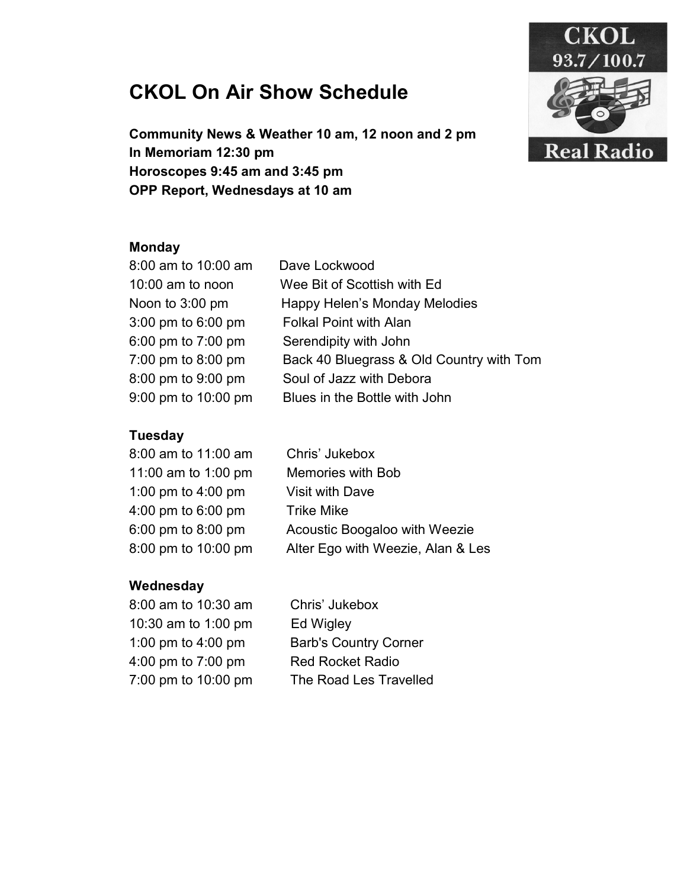# CKOL On Air Show Schedule

**Community News & Weather 10 am, 12 noon and 2 pm**
**In Memoriam 12:30 pm**
**Horoscopes 9:45 am and 3:45 pm**
**OPP Report, Wednesdays at 10 am**

**Monday**

| | |
|---|---|
| 8:00 am to 10:00 am | Dave Lockwood |
| 10:00 am to noon | Wee Bit of Scottish with Ed |
| Noon to 3:00 pm | Happy Helen's Monday Melodies |
| 3:00 pm to 6:00 pm | Folkal Point with Alan |
| 6:00 pm to 7:00 pm | Serendipity with John |
| 7:00 pm to 8:00 pm | Back 40 Bluegrass & Old Country with Tom |
| 8:00 pm to 9:00 pm | Soul of Jazz with Debora |
| 9:00 pm to 10:00 pm | Blues in the Bottle with John |

**Tuesday**

| | |
|---|---|
| 8:00 am to 11:00 am | Chris' Jukebox |
| 11:00 am to 1:00 pm | Memories with Bob |
| 1:00 pm to 4:00 pm | Visit with Dave |
| 4:00 pm to 6:00 pm | Trike Mike |
| 6:00 pm to 8:00 pm | Acoustic Boogaloo with Weezie |
| 8:00 pm to 10:00 pm | Alter Ego with Weezie, Alan & Les |

**Wednesday**

| | |
|---|---|
| 8:00 am to 10:30 am | Chris' Jukebox |
| 10:30 am to 1:00 pm | Ed Wigley |
| 1:00 pm to 4:00 pm | Barb's Country Corner |
| 4:00 pm to 7:00 pm | Red Rocket Radio |
| 7:00 pm to 10:00 pm | The Road Les Travelled |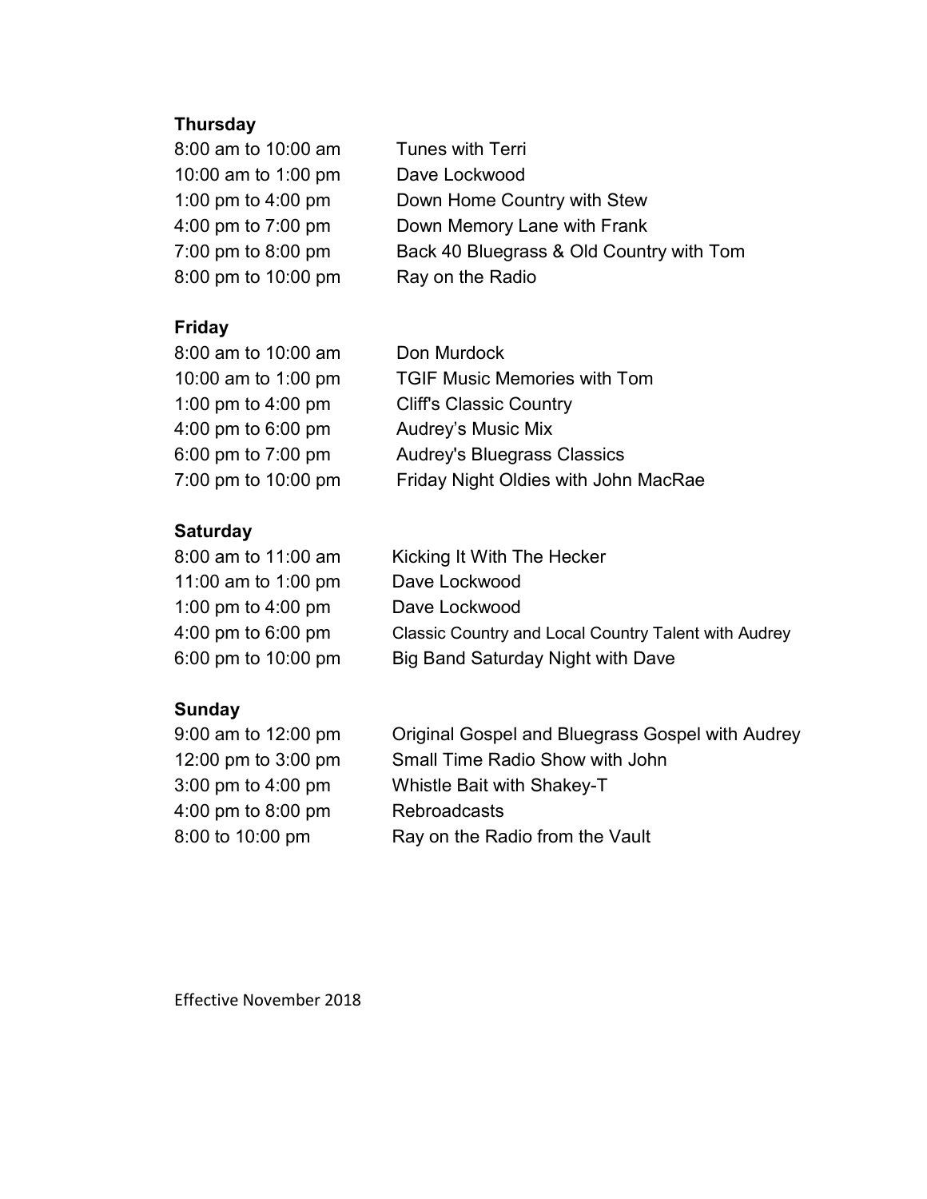**Thursday**

| | |
|---|---|
| 8:00 am to 10:00 am | Tunes with Terri |
| 10:00 am to 1:00 pm | Dave Lockwood |
| 1:00 pm to 4:00 pm | Down Home Country with Stew |
| 4:00 pm to 7:00 pm | Down Memory Lane with Frank |
| 7:00 pm to 8:00 pm | Back 40 Bluegrass & Old Country with Tom |
| 8:00 pm to 10:00 pm | Ray on the Radio |

**Friday**

| | |
|---|---|
| 8:00 am to 10:00 am | Don Murdock |
| 10:00 am to 1:00 pm | TGIF Music Memories with Tom |
| 1:00 pm to 4:00 pm | Cliff's Classic Country |
| 4:00 pm to 6:00 pm | Audrey's Music Mix |
| 6:00 pm to 7:00 pm | Audrey's Bluegrass Classics |
| 7:00 pm to 10:00 pm | Friday Night Oldies with John MacRae |

**Saturday**

| | |
|---|---|
| 8:00 am to 11:00 am | Kicking It With The Hecker |
| 11:00 am to 1:00 pm | Dave Lockwood |
| 1:00 pm to 4:00 pm | Dave Lockwood |
| 4:00 pm to 6:00 pm | Classic Country and Local Country Talent with Audrey |
| 6:00 pm to 10:00 pm | Big Band Saturday Night with Dave |

**Sunday**

| | |
|---|---|
| 9:00 am to 12:00 pm | Original Gospel and Bluegrass Gospel with Audrey |
| 12:00 pm to 3:00 pm | Small Time Radio Show with John |
| 3:00 pm to 4:00 pm | Whistle Bait with Shakey-T |
| 4:00 pm to 8:00 pm | Rebroadcasts |
| 8:00 to 10:00 pm | Ray on the Radio from the Vault |

Effective November 2018